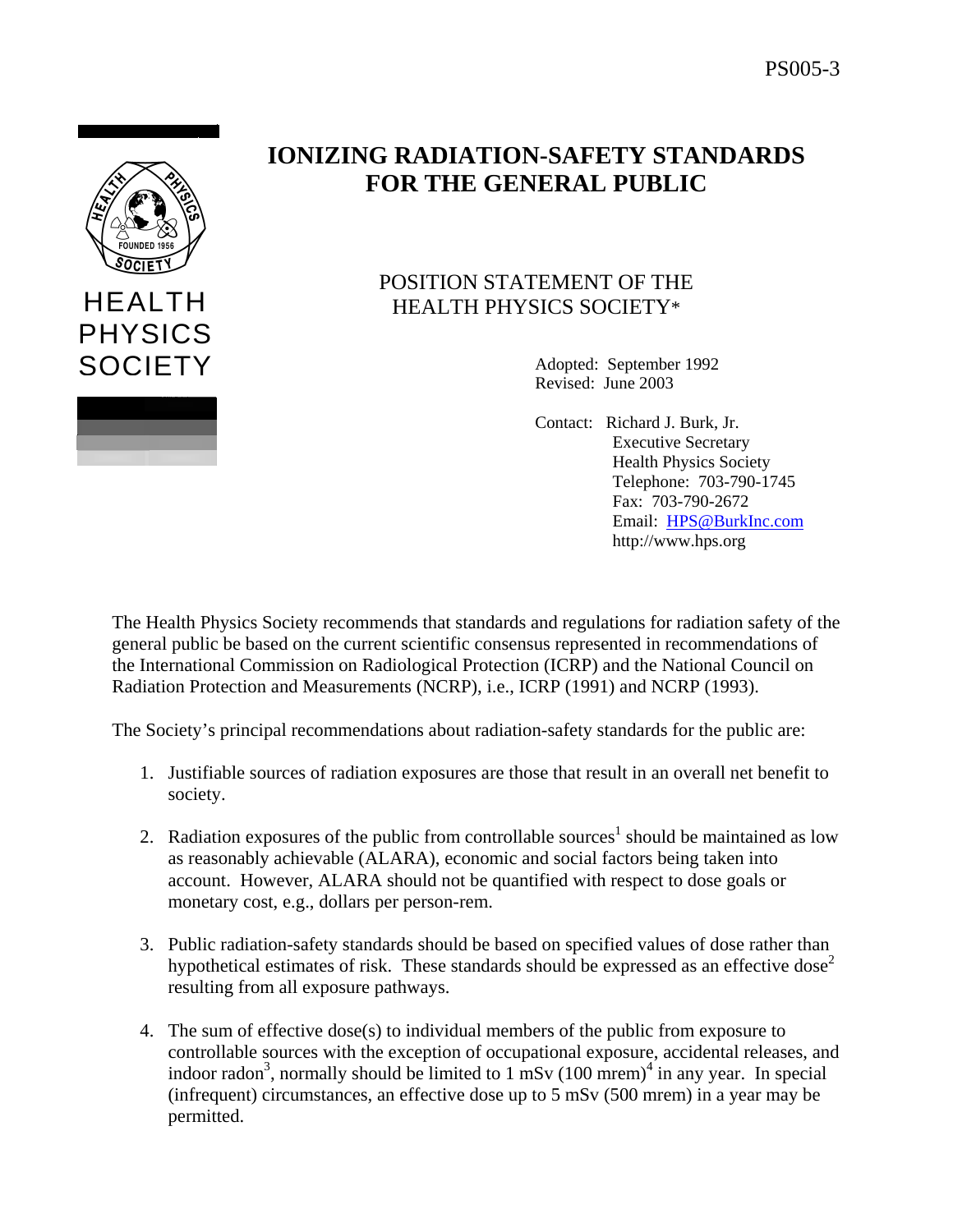HEALTH PHYSICS SOCIETY

# IONIZING RADIATION-SAFETY STANDARDS FOR THE GENERAL PUBLIC

POSITION STATEMENT OF THE HEALTH PHYSICS SOCIETY*

Adopted: September 1992
Revised: June 2003

Contact: Richard J. Burk, Jr.
Executive Secretary
Health Physics Society
Telephone: 703-790-1745
Fax: 703-790-2672
Email: HPS@BurkInc.com
http://www.hps.org

The Health Physics Society recommends that standards and regulations for radiation safety of the general public be based on the current scientific consensus represented in recommendations of the International Commission on Radiological Protection (ICRP) and the National Council on Radiation Protection and Measurements (NCRP), i.e., ICRP (1991) and NCRP (1993).

The Society's principal recommendations about radiation-safety standards for the public are:

1. Justifiable sources of radiation exposures are those that result in an overall net benefit to society.

2. Radiation exposures of the public from controllable sources[1] should be maintained as low as reasonably achievable (ALARA), economic and social factors being taken into account. However, ALARA should not be quantified with respect to dose goals or monetary cost, e.g., dollars per person-rem.

3. Public radiation-safety standards should be based on specified values of dose rather than hypothetical estimates of risk. These standards should be expressed as an effective dose[2] resulting from all exposure pathways.

4. The sum of effective dose(s) to individual members of the public from exposure to controllable sources with the exception of occupational exposure, accidental releases, and indoor radon[3], normally should be limited to 1 mSv (100 mrem)[4] in any year. In special (infrequent) circumstances, an effective dose up to 5 mSv (500 mrem) in a year may be permitted.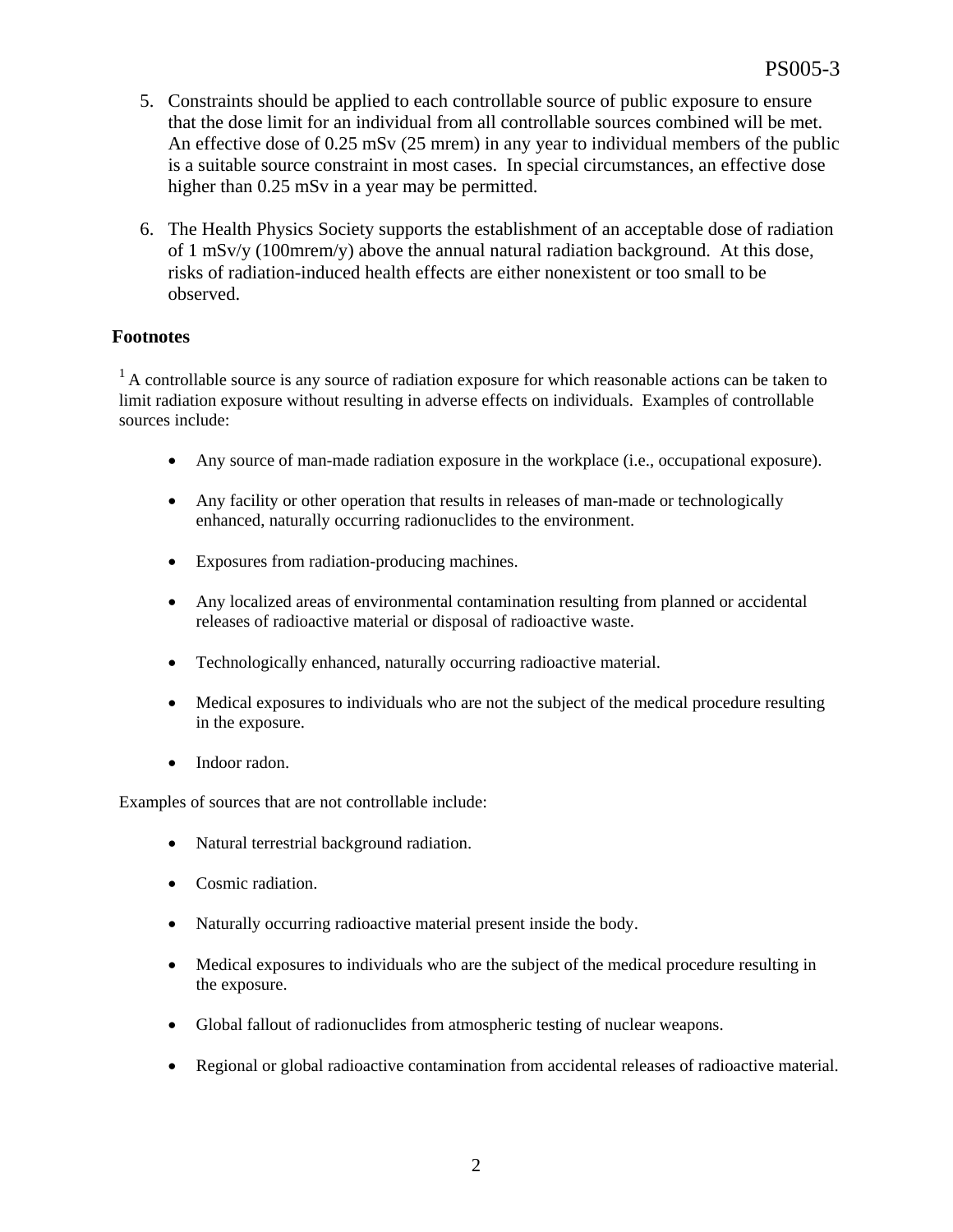5. Constraints should be applied to each controllable source of public exposure to ensure that the dose limit for an individual from all controllable sources combined will be met. An effective dose of 0.25 mSv (25 mrem) in any year to individual members of the public is a suitable source constraint in most cases. In special circumstances, an effective dose higher than 0.25 mSv in a year may be permitted.

6. The Health Physics Society supports the establishment of an acceptable dose of radiation of 1 mSv/y (100mrem/y) above the annual natural radiation background. At this dose, risks of radiation-induced health effects are either nonexistent or too small to be observed.

## Footnotes

[1] A controllable source is any source of radiation exposure for which reasonable actions can be taken to limit radiation exposure without resulting in adverse effects on individuals. Examples of controllable sources include:

- Any source of man-made radiation exposure in the workplace (i.e., occupational exposure).
- Any facility or other operation that results in releases of man-made or technologically enhanced, naturally occurring radionuclides to the environment.
- Exposures from radiation-producing machines.
- Any localized areas of environmental contamination resulting from planned or accidental releases of radioactive material or disposal of radioactive waste.
- Technologically enhanced, naturally occurring radioactive material.
- Medical exposures to individuals who are not the subject of the medical procedure resulting in the exposure.
- Indoor radon.

Examples of sources that are not controllable include:

- Natural terrestrial background radiation.
- Cosmic radiation.
- Naturally occurring radioactive material present inside the body.
- Medical exposures to individuals who are the subject of the medical procedure resulting in the exposure.
- Global fallout of radionuclides from atmospheric testing of nuclear weapons.
- Regional or global radioactive contamination from accidental releases of radioactive material.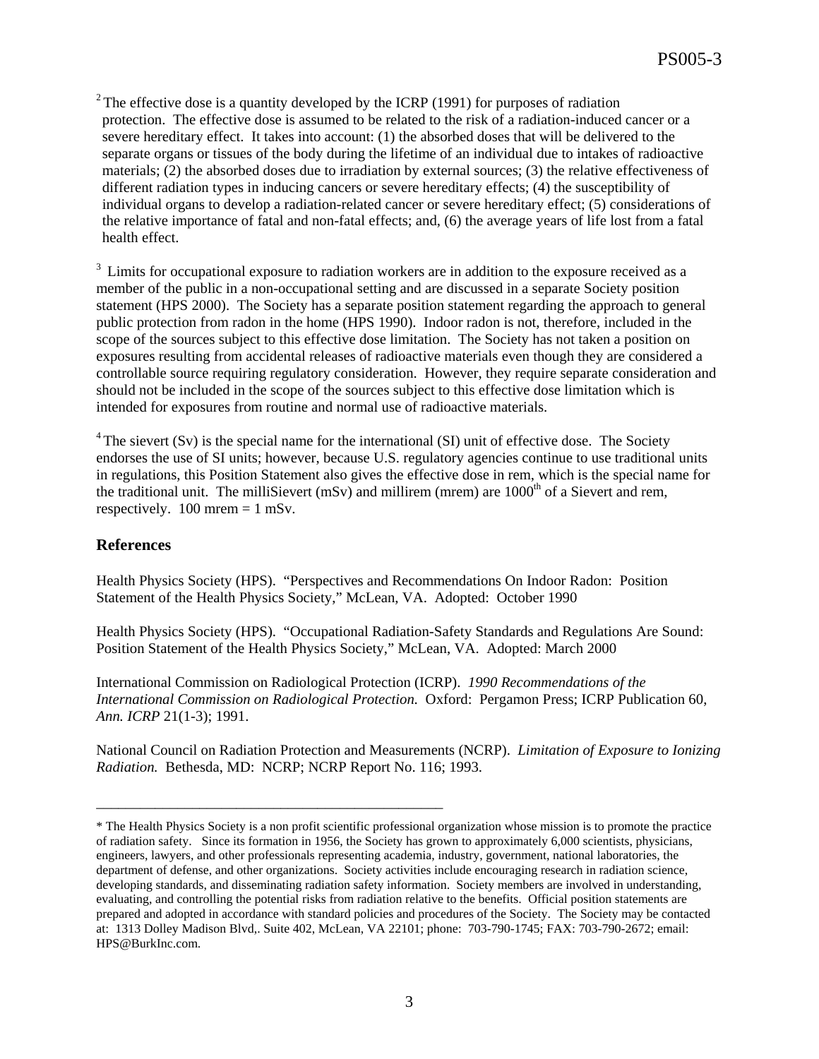[2] The effective dose is a quantity developed by the ICRP (1991) for purposes of radiation protection. The effective dose is assumed to be related to the risk of a radiation-induced cancer or a severe hereditary effect. It takes into account: (1) the absorbed doses that will be delivered to the separate organs or tissues of the body during the lifetime of an individual due to intakes of radioactive materials; (2) the absorbed doses due to irradiation by external sources; (3) the relative effectiveness of different radiation types in inducing cancers or severe hereditary effects; (4) the susceptibility of individual organs to develop a radiation-related cancer or severe hereditary effect; (5) considerations of the relative importance of fatal and non-fatal effects; and, (6) the average years of life lost from a fatal health effect.

[3] Limits for occupational exposure to radiation workers are in addition to the exposure received as a member of the public in a non-occupational setting and are discussed in a separate Society position statement (HPS 2000). The Society has a separate position statement regarding the approach to general public protection from radon in the home (HPS 1990). Indoor radon is not, therefore, included in the scope of the sources subject to this effective dose limitation. The Society has not taken a position on exposures resulting from accidental releases of radioactive materials even though they are considered a controllable source requiring regulatory consideration. However, they require separate consideration and should not be included in the scope of the sources subject to this effective dose limitation which is intended for exposures from routine and normal use of radioactive materials.

[4] The sievert (Sv) is the special name for the international (SI) unit of effective dose. The Society endorses the use of SI units; however, because U.S. regulatory agencies continue to use traditional units in regulations, this Position Statement also gives the effective dose in rem, which is the special name for the traditional unit. The milliSievert (mSv) and millirem (mrem) are 1000$^{th}$ of a Sievert and rem, respectively. 100 mrem = 1 mSv.

## References

Health Physics Society (HPS). "Perspectives and Recommendations On Indoor Radon: Position Statement of the Health Physics Society," McLean, VA. Adopted: October 1990

Health Physics Society (HPS). "Occupational Radiation-Safety Standards and Regulations Are Sound: Position Statement of the Health Physics Society," McLean, VA. Adopted: March 2000

International Commission on Radiological Protection (ICRP). *1990 Recommendations of the International Commission on Radiological Protection.* Oxford: Pergamon Press; ICRP Publication 60, *Ann. ICRP* 21(1-3); 1991.

National Council on Radiation Protection and Measurements (NCRP). *Limitation of Exposure to Ionizing Radiation.* Bethesda, MD: NCRP; NCRP Report No. 116; 1993.

---

* The Health Physics Society is a non profit scientific professional organization whose mission is to promote the practice of radiation safety. Since its formation in 1956, the Society has grown to approximately 6,000 scientists, physicians, engineers, lawyers, and other professionals representing academia, industry, government, national laboratories, the department of defense, and other organizations. Society activities include encouraging research in radiation science, developing standards, and disseminating radiation safety information. Society members are involved in understanding, evaluating, and controlling the potential risks from radiation relative to the benefits. Official position statements are prepared and adopted in accordance with standard policies and procedures of the Society. The Society may be contacted at: 1313 Dolley Madison Blvd,. Suite 402, McLean, VA 22101; phone: 703-790-1745; FAX: 703-790-2672; email: HPS@BurkInc.com.